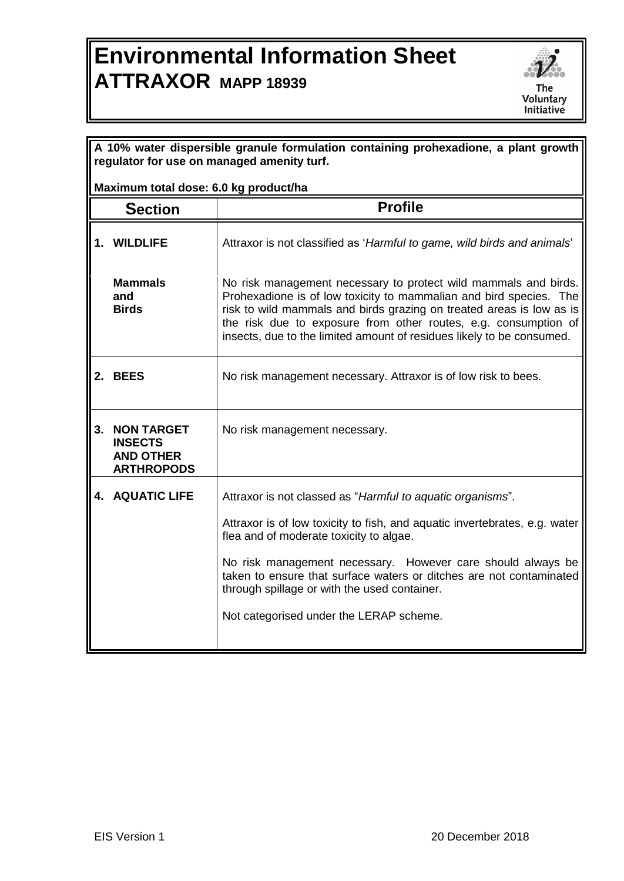# Environmental Information Sheet
## ATTRAXOR MAPP 18939

The Voluntary Initiative

**A 10% water dispersible granule formulation containing prohexadione, a plant growth regulator for use on managed amenity turf.**

**Maximum total dose: 6.0 kg product/ha**

| Section | Profile |
|---|---|
| **1. WILDLIFE** | Attraxor is not classified as '*Harmful to game, wild birds and animals*' |
| **Mammals and Birds** | No risk management necessary to protect wild mammals and birds. Prohexadione is of low toxicity to mammalian and bird species. The risk to wild mammals and birds grazing on treated areas is low as is the risk due to exposure from other routes, e.g. consumption of insects, due to the limited amount of residues likely to be consumed. |
| **2. BEES** | No risk management necessary. Attraxor is of low risk to bees. |
| **3. NON TARGET INSECTS AND OTHER ARTHROPODS** | No risk management necessary. |
| **4. AQUATIC LIFE** | Attraxor is not classed as "*Harmful to aquatic organisms*".<br><br>Attraxor is of low toxicity to fish, and aquatic invertebrates, e.g. water flea and of moderate toxicity to algae.<br><br>No risk management necessary. However care should always be taken to ensure that surface waters or ditches are not contaminated through spillage or with the used container.<br><br>Not categorised under the LERAP scheme. |

EIS Version 1 20 December 2018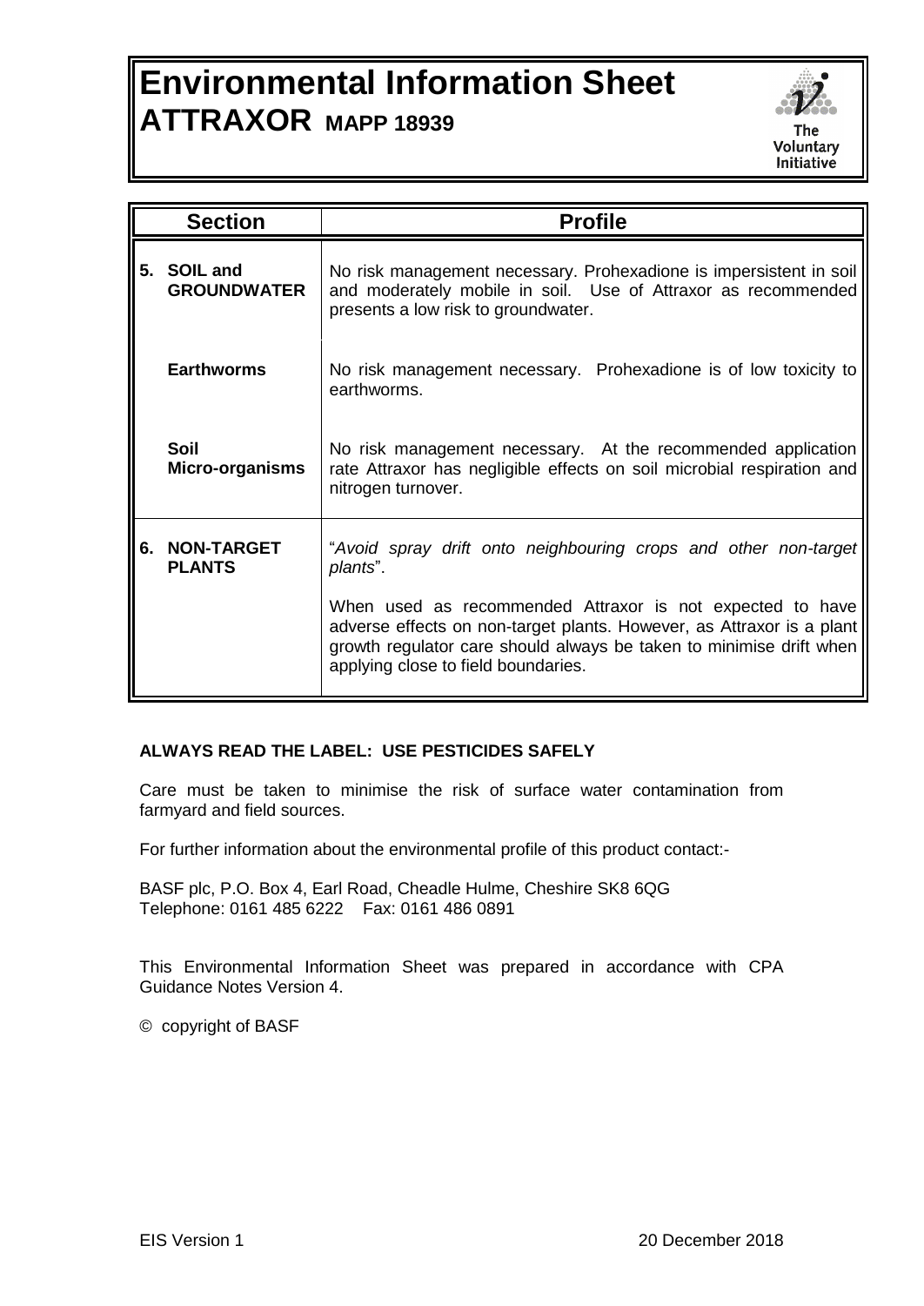# Environmental Information Sheet
## ATTRAXOR MAPP 18939

| Section | Profile |
|---|---|
| **5. SOIL and GROUNDWATER** | No risk management necessary. Prohexadione is impersistent in soil and moderately mobile in soil. Use of Attraxor as recommended presents a low risk to groundwater. |
| **Earthworms** | No risk management necessary. Prohexadione is of low toxicity to earthworms. |
| **Soil Micro-organisms** | No risk management necessary. At the recommended application rate Attraxor has negligible effects on soil microbial respiration and nitrogen turnover. |
| **6. NON-TARGET PLANTS** | "*Avoid spray drift onto neighbouring crops and other non-target plants*".<br><br>When used as recommended Attraxor is not expected to have adverse effects on non-target plants. However, as Attraxor is a plant growth regulator care should always be taken to minimise drift when applying close to field boundaries. |

**ALWAYS READ THE LABEL: USE PESTICIDES SAFELY**

Care must be taken to minimise the risk of surface water contamination from farmyard and field sources.

For further information about the environmental profile of this product contact:-

BASF plc, P.O. Box 4, Earl Road, Cheadle Hulme, Cheshire SK8 6QG
Telephone: 0161 485 6222 Fax: 0161 486 0891

This Environmental Information Sheet was prepared in accordance with CPA Guidance Notes Version 4.

© copyright of BASF

EIS Version 1 20 December 2018